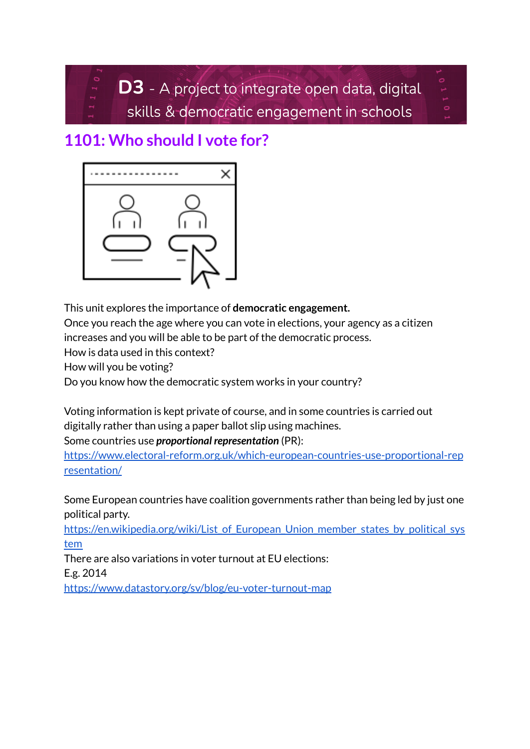**D3** - A project to integrate open data, digital skills & democratic engagement in schools

# 1101: Who should I vote for?

This unit explores the importance of **democratic engagement.**
Once you reach the age where you can vote in elections, your agency as a citizen increases and you will be able to be part of the democratic process.
How is data used in this context?
How will you be voting?
Do you know how the democratic system works in your country?

Voting information is kept private of course, and in some countries is carried out digitally rather than using a paper ballot slip using machines.
Some countries use ***proportional representation*** (PR):
https://www.electoral-reform.org.uk/which-european-countries-use-proportional-representation/

Some European countries have coalition governments rather than being led by just one political party.
https://en.wikipedia.org/wiki/List_of_European_Union_member_states_by_political_system
There are also variations in voter turnout at EU elections:
E.g. 2014
https://www.datastory.org/sv/blog/eu-voter-turnout-map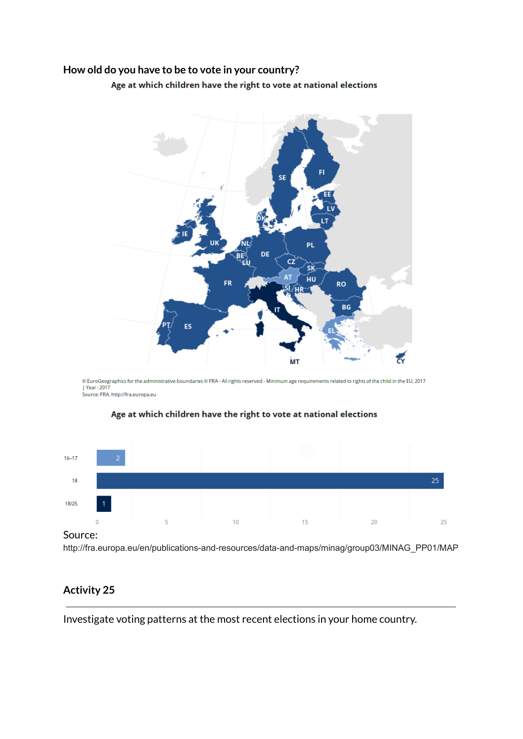## How old do you have to be to vote in your country?

**Age at which children have the right to vote at national elections**

© EuroGeographics for the administrative boundaries © FRA - All rights reserved - Minimum age requirements related to rights of the child in the EU, 2017 | Year : 2017
Source: FRA, http://fra.europa.eu

**Age at which children have the right to vote at national elections**

| Age | Number of countries |
| --- | --- |
| 16–17 | 2 |
| 18 | 25 |
| 18/25 | 1 |

Source:
http://fra.europa.eu/en/publications-and-resources/data-and-maps/minag/group03/MINAG_PP01/MAP

## Activity 25

---

Investigate voting patterns at the most recent elections in your home country.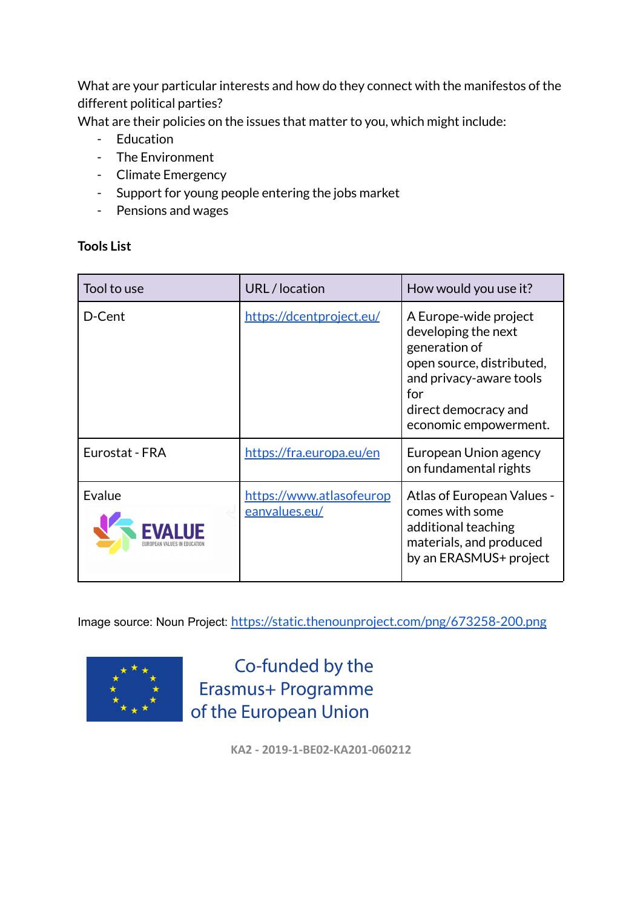What are your particular interests and how do they connect with the manifestos of the different political parties?

What are their policies on the issues that matter to you, which might include:

- Education
- The Environment
- Climate Emergency
- Support for young people entering the jobs market
- Pensions and wages

**Tools List**

| Tool to use | URL / location | How would you use it? |
|---|---|---|
| D-Cent | https://dcentproject.eu/ | A Europe-wide project developing the next generation of open source, distributed, and privacy-aware tools for direct democracy and economic empowerment. |
| Eurostat - FRA | https://fra.europa.eu/en | European Union agency on fundamental rights |
| Evalue<br>EVALUE<br>EUROPEAN VALUES IN EDUCATION | https://www.atlasofeuropeanvalues.eu/ | Atlas of European Values - comes with some additional teaching materials, and produced by an ERASMUS+ project |

Image source: Noun Project: https://static.thenounproject.com/png/673258-200.png

Co-funded by the Erasmus+ Programme of the European Union

KA2 - 2019-1-BE02-KA201-060212